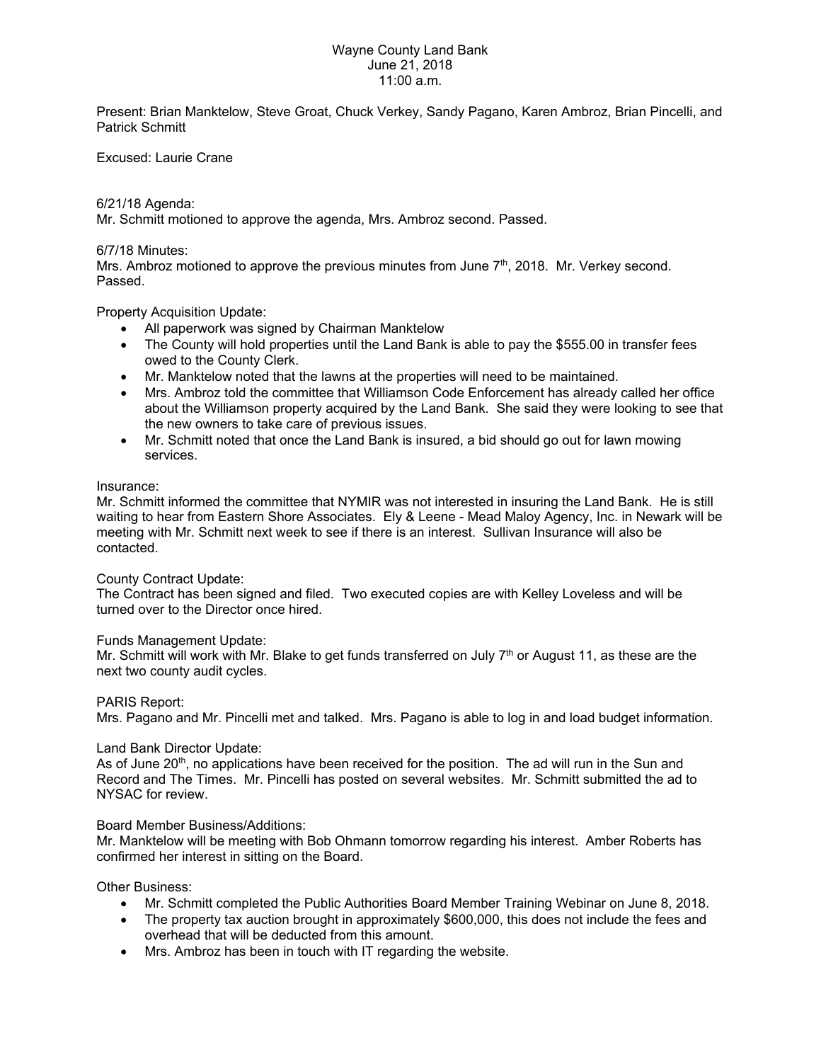Wayne County Land Bank
June 21, 2018
11:00 a.m.

Present: Brian Manktelow, Steve Groat, Chuck Verkey, Sandy Pagano, Karen Ambroz, Brian Pincelli, and Patrick Schmitt

Excused: Laurie Crane

6/21/18 Agenda:
Mr. Schmitt motioned to approve the agenda, Mrs. Ambroz second. Passed.

6/7/18 Minutes:
Mrs. Ambroz motioned to approve the previous minutes from June 7th, 2018. Mr. Verkey second. Passed.

Property Acquisition Update:

- All paperwork was signed by Chairman Manktelow
- The County will hold properties until the Land Bank is able to pay the $555.00 in transfer fees owed to the County Clerk.
- Mr. Manktelow noted that the lawns at the properties will need to be maintained.
- Mrs. Ambroz told the committee that Williamson Code Enforcement has already called her office about the Williamson property acquired by the Land Bank. She said they were looking to see that the new owners to take care of previous issues.
- Mr. Schmitt noted that once the Land Bank is insured, a bid should go out for lawn mowing services.

Insurance:
Mr. Schmitt informed the committee that NYMIR was not interested in insuring the Land Bank. He is still waiting to hear from Eastern Shore Associates. Ely & Leene - Mead Maloy Agency, Inc. in Newark will be meeting with Mr. Schmitt next week to see if there is an interest. Sullivan Insurance will also be contacted.

County Contract Update:
The Contract has been signed and filed. Two executed copies are with Kelley Loveless and will be turned over to the Director once hired.

Funds Management Update:
Mr. Schmitt will work with Mr. Blake to get funds transferred on July 7th or August 11, as these are the next two county audit cycles.

PARIS Report:
Mrs. Pagano and Mr. Pincelli met and talked. Mrs. Pagano is able to log in and load budget information.

Land Bank Director Update:
As of June 20th, no applications have been received for the position. The ad will run in the Sun and Record and The Times. Mr. Pincelli has posted on several websites. Mr. Schmitt submitted the ad to NYSAC for review.

Board Member Business/Additions:
Mr. Manktelow will be meeting with Bob Ohmann tomorrow regarding his interest. Amber Roberts has confirmed her interest in sitting on the Board.

Other Business:

- Mr. Schmitt completed the Public Authorities Board Member Training Webinar on June 8, 2018.
- The property tax auction brought in approximately $600,000, this does not include the fees and overhead that will be deducted from this amount.
- Mrs. Ambroz has been in touch with IT regarding the website.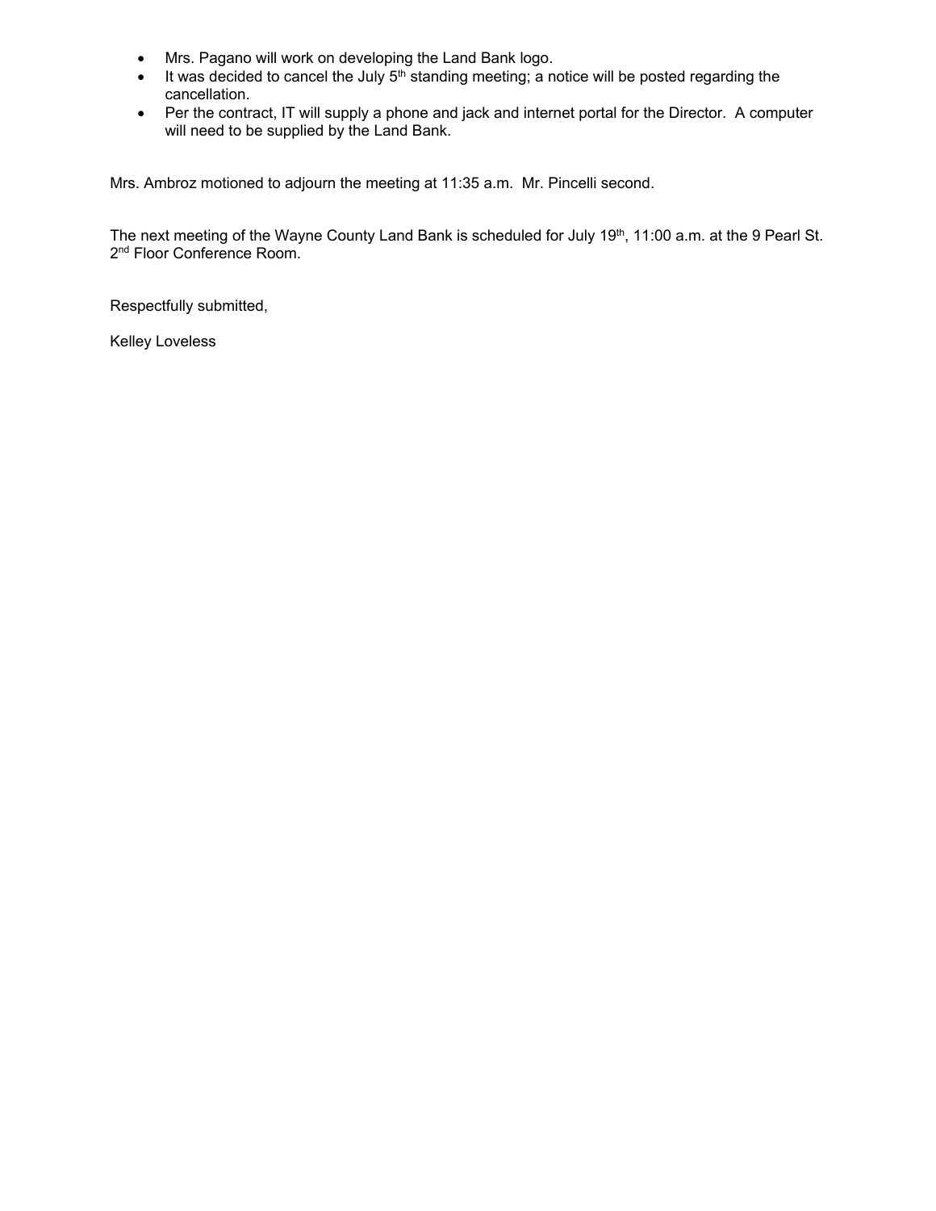- Mrs. Pagano will work on developing the Land Bank logo.
- It was decided to cancel the July 5th standing meeting; a notice will be posted regarding the cancellation.
- Per the contract, IT will supply a phone and jack and internet portal for the Director. A computer will need to be supplied by the Land Bank.

Mrs. Ambroz motioned to adjourn the meeting at 11:35 a.m. Mr. Pincelli second.

The next meeting of the Wayne County Land Bank is scheduled for July 19th, 11:00 a.m. at the 9 Pearl St. 2nd Floor Conference Room.

Respectfully submitted,

Kelley Loveless